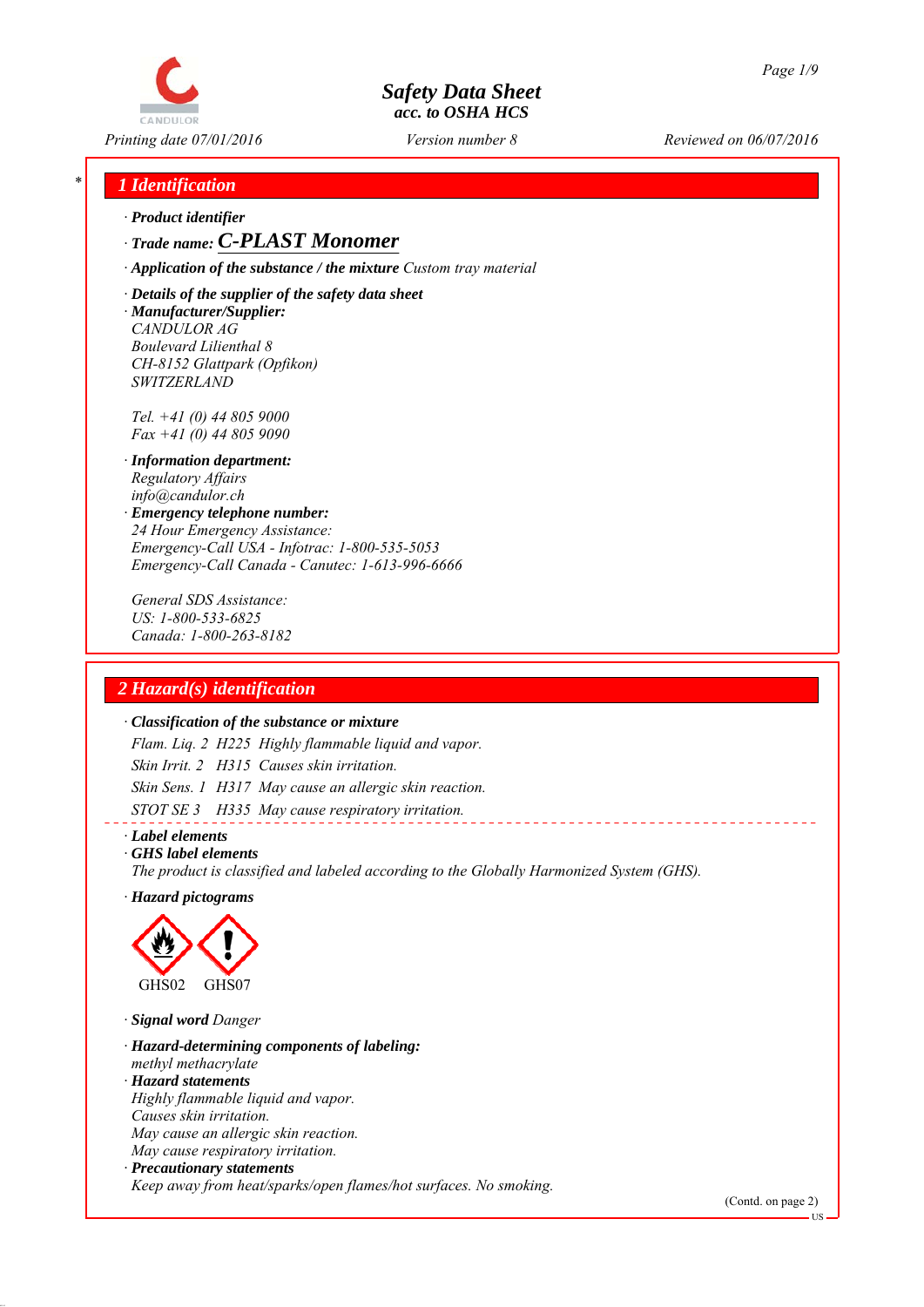# Safety Data Sheet

acc. to OSHA HCS

Printing date 07/01/2016 Version number 8 Reviewed on 06/07/2016

## 1 Identification

· **Product identifier**

· **Trade name: C-PLAST Monomer**

· **Application of the substance / the mixture** Custom tray material

· **Details of the supplier of the safety data sheet**

· **Manufacturer/Supplier:**

CANDULOR AG
Boulevard Lilienthal 8
CH-8152 Glattpark (Opfikon)
SWITZERLAND

Tel. +41 (0) 44 805 9000
Fax +41 (0) 44 805 9090

· **Information department:**

Regulatory Affairs
info@candulor.ch

· **Emergency telephone number:**

24 Hour Emergency Assistance:
Emergency-Call USA - Infotrac: 1-800-535-5053
Emergency-Call Canada - Canutec: 1-613-996-6666

General SDS Assistance:
US: 1-800-533-6825
Canada: 1-800-263-8182

## 2 Hazard(s) identification

· **Classification of the substance or mixture**

Flam. Liq. 2 H225 Highly flammable liquid and vapor.

Skin Irrit. 2 H315 Causes skin irritation.

Skin Sens. 1 H317 May cause an allergic skin reaction.

STOT SE 3 H335 May cause respiratory irritation.

· **Label elements**

· **GHS label elements**

The product is classified and labeled according to the Globally Harmonized System (GHS).

· **Hazard pictograms**

GHS02 GHS07

· **Signal word** Danger

· **Hazard-determining components of labeling:**

methyl methacrylate

· **Hazard statements**

Highly flammable liquid and vapor.
Causes skin irritation.
May cause an allergic skin reaction.
May cause respiratory irritation.

· **Precautionary statements**

Keep away from heat/sparks/open flames/hot surfaces. No smoking.

(Contd. on page 2)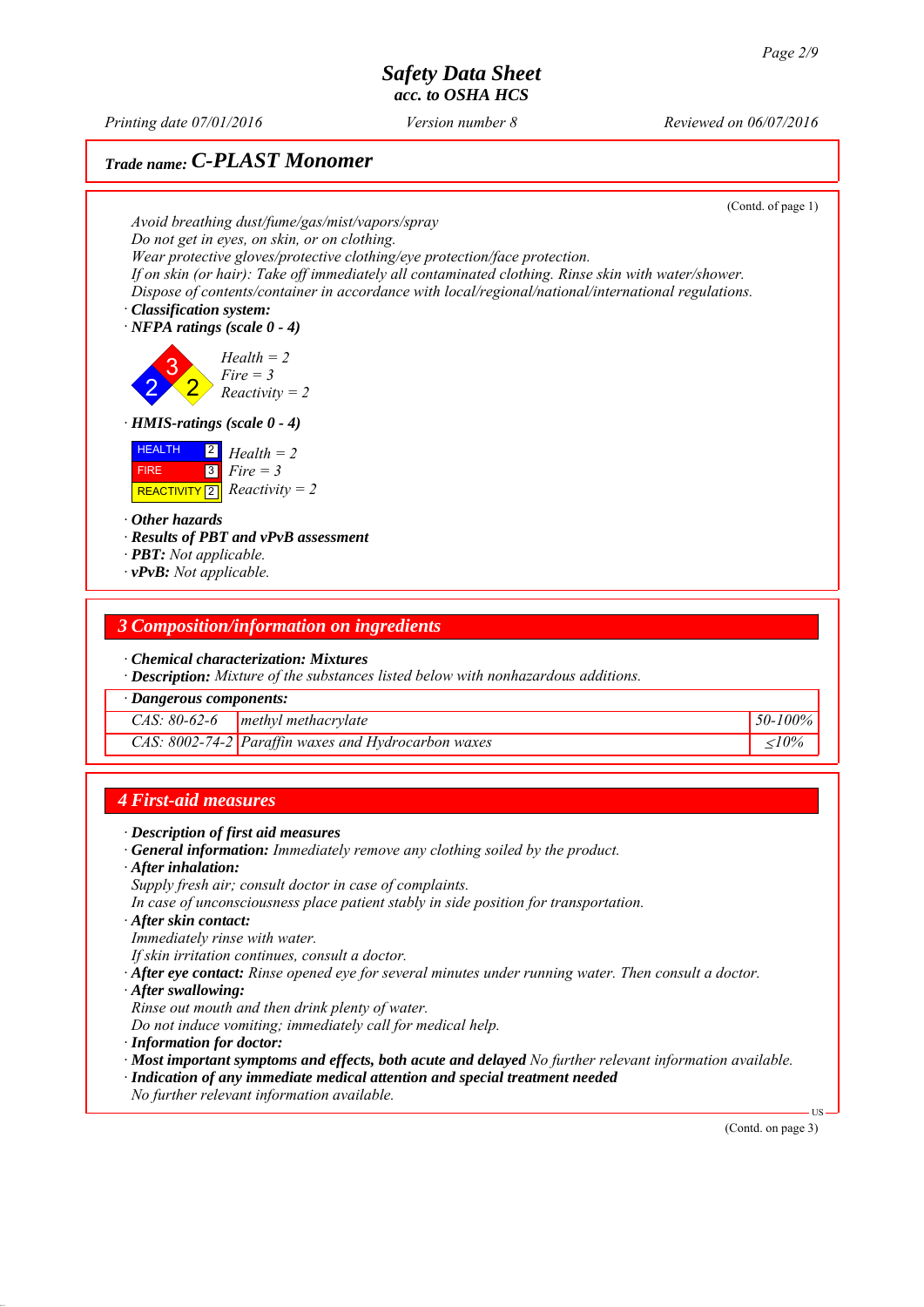*Trade name:* ***C-PLAST Monomer***

(Contd. of page 1)

*Avoid breathing dust/fume/gas/mist/vapors/spray*
*Do not get in eyes, on skin, or on clothing.*
*Wear protective gloves/protective clothing/eye protection/face protection.*
*If on skin (or hair): Take off immediately all contaminated clothing. Rinse skin with water/shower.*
*Dispose of contents/container in accordance with local/regional/national/international regulations.*

· ***Classification system:***
· ***NFPA ratings (scale 0 - 4)***

*Health = 2*
*Fire = 3*
*Reactivity = 2*

· ***HMIS-ratings (scale 0 - 4)***

| | |
|---|---|
| HEALTH | 2 |
| FIRE | 3 |
| REACTIVITY | 2 |

*Health = 2*
*Fire = 3*
*Reactivity = 2*

· ***Other hazards***
· ***Results of PBT and vPvB assessment***
· ***PBT:*** *Not applicable.*
· ***vPvB:*** *Not applicable.*

## 3 Composition/information on ingredients

· ***Chemical characterization: Mixtures***
· ***Description:*** *Mixture of the substances listed below with nonhazardous additions.*

| · **Dangerous components:** | | |
|---|---|---|
| CAS: 80-62-6 | methyl methacrylate | 50-100% |
| CAS: 8002-74-2 | Paraffin waxes and Hydrocarbon waxes | ≤10% |

## 4 First-aid measures

· ***Description of first aid measures***
· ***General information:*** *Immediately remove any clothing soiled by the product.*
· ***After inhalation:***
*Supply fresh air; consult doctor in case of complaints.*
*In case of unconsciousness place patient stably in side position for transportation.*
· ***After skin contact:***
*Immediately rinse with water.*
*If skin irritation continues, consult a doctor.*
· ***After eye contact:*** *Rinse opened eye for several minutes under running water. Then consult a doctor.*
· ***After swallowing:***
*Rinse out mouth and then drink plenty of water.*
*Do not induce vomiting; immediately call for medical help.*
· ***Information for doctor:***
· ***Most important symptoms and effects, both acute and delayed*** *No further relevant information available.*
· ***Indication of any immediate medical attention and special treatment needed***
*No further relevant information available.*

(Contd. on page 3)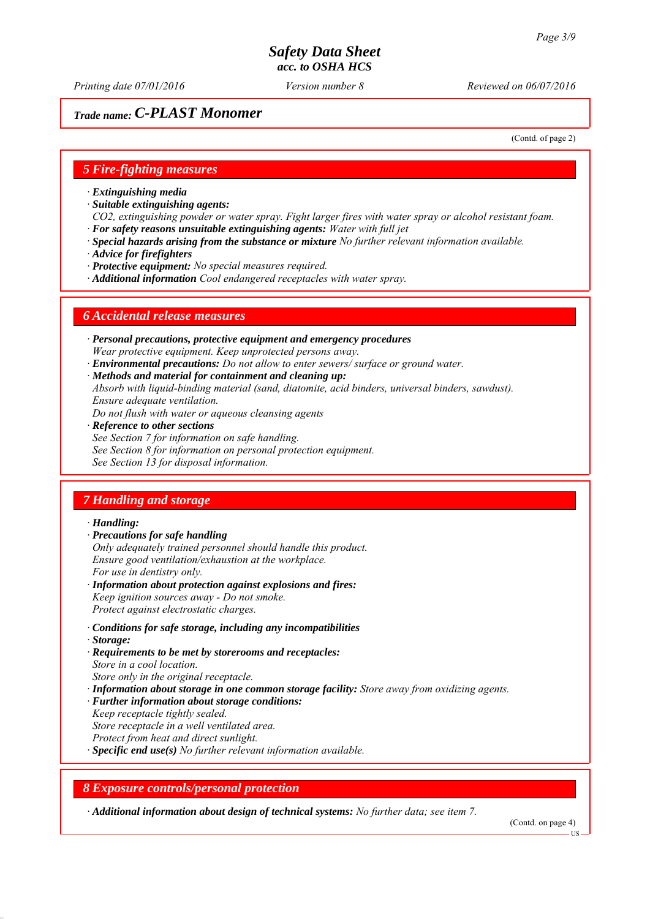**Trade name: C-PLAST Monomer**

(Contd. of page 2)

## 5 Fire-fighting measures

· **Extinguishing media**
· **Suitable extinguishing agents:**
*$CO_2$, extinguishing powder or water spray. Fight larger fires with water spray or alcohol resistant foam.*
· **For safety reasons unsuitable extinguishing agents:** *Water with full jet*
· **Special hazards arising from the substance or mixture** *No further relevant information available.*
· **Advice for firefighters**
· **Protective equipment:** *No special measures required.*
· **Additional information** *Cool endangered receptacles with water spray.*

## 6 Accidental release measures

· **Personal precautions, protective equipment and emergency procedures**
*Wear protective equipment. Keep unprotected persons away.*
· **Environmental precautions:** *Do not allow to enter sewers/ surface or ground water.*
· **Methods and material for containment and cleaning up:**
*Absorb with liquid-binding material (sand, diatomite, acid binders, universal binders, sawdust).*
*Ensure adequate ventilation.*
*Do not flush with water or aqueous cleansing agents*
· **Reference to other sections**
*See Section 7 for information on safe handling.*
*See Section 8 for information on personal protection equipment.*
*See Section 13 for disposal information.*

## 7 Handling and storage

· **Handling:**
· **Precautions for safe handling**
*Only adequately trained personnel should handle this product.*
*Ensure good ventilation/exhaustion at the workplace.*
*For use in dentistry only.*
· **Information about protection against explosions and fires:**
*Keep ignition sources away - Do not smoke.*
*Protect against electrostatic charges.*

· **Conditions for safe storage, including any incompatibilities**
· **Storage:**
· **Requirements to be met by storerooms and receptacles:**
*Store in a cool location.*
*Store only in the original receptacle.*
· **Information about storage in one common storage facility:** *Store away from oxidizing agents.*
· **Further information about storage conditions:**
*Keep receptacle tightly sealed.*
*Store receptacle in a well ventilated area.*
*Protect from heat and direct sunlight.*
· **Specific end use(s)** *No further relevant information available.*

## 8 Exposure controls/personal protection

· **Additional information about design of technical systems:** *No further data; see item 7.*

(Contd. on page 4)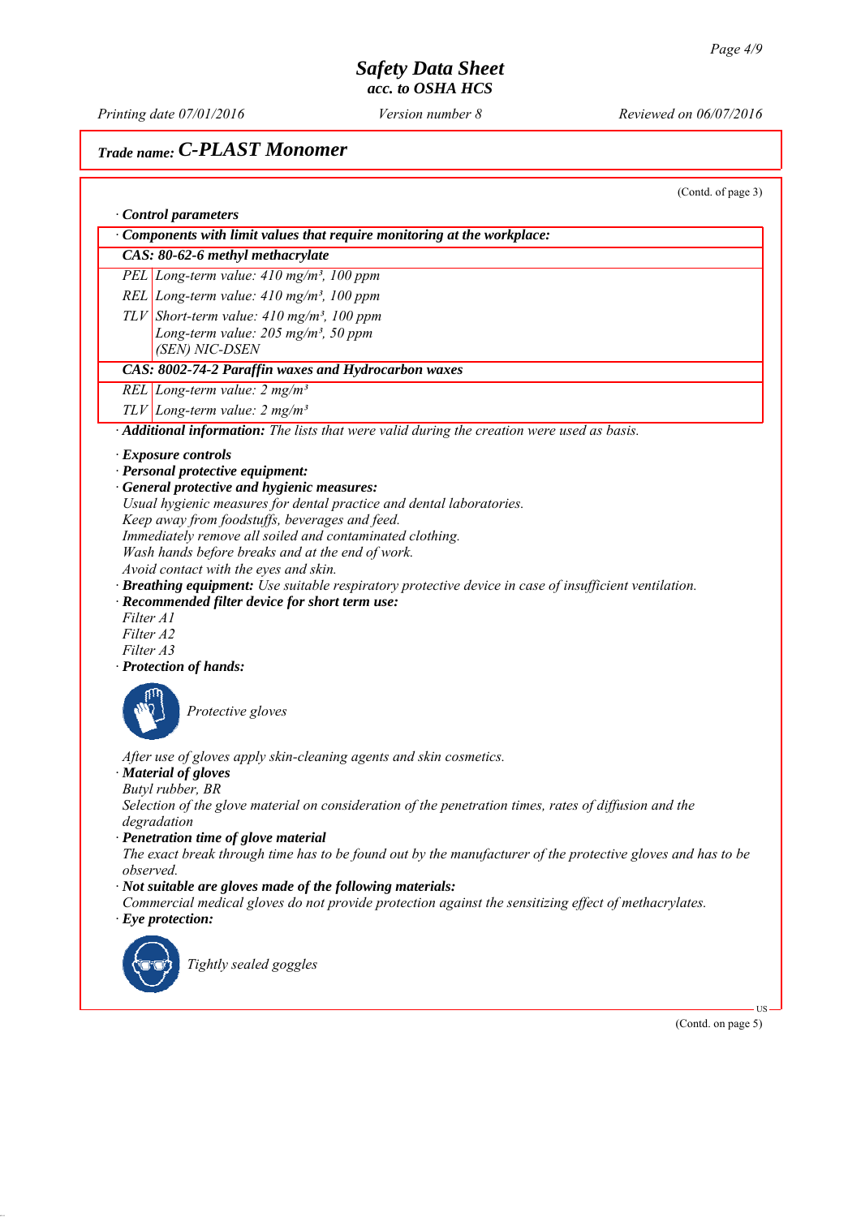## Safety Data Sheet
### acc. to OSHA HCS

*Printing date 07/01/2016* *Version number 8* *Reviewed on 06/07/2016*

## Trade name: C-PLAST Monomer

(Contd. of page 3)

· **Control parameters**

| · Components with limit values that require monitoring at the workplace: | |
|---|---|
| **CAS: 80-62-6 methyl methacrylate** | |
| PEL | Long-term value: 410 mg/m³, 100 ppm |
| REL | Long-term value: 410 mg/m³, 100 ppm |
| TLV | Short-term value: 410 mg/m³, 100 ppm<br>Long-term value: 205 mg/m³, 50 ppm<br>(SEN) NIC-DSEN |
| **CAS: 8002-74-2 Paraffin waxes and Hydrocarbon waxes** | |
| REL | Long-term value: 2 mg/m³ |
| TLV | Long-term value: 2 mg/m³ |

· **Additional information:** The lists that were valid during the creation were used as basis.

· **Exposure controls**
· **Personal protective equipment:**
· **General protective and hygienic measures:**
Usual hygienic measures for dental practice and dental laboratories.
Keep away from foodstuffs, beverages and feed.
Immediately remove all soiled and contaminated clothing.
Wash hands before breaks and at the end of work.
Avoid contact with the eyes and skin.
· **Breathing equipment:** Use suitable respiratory protective device in case of insufficient ventilation.
· **Recommended filter device for short term use:**
Filter A1
Filter A2
Filter A3
· **Protection of hands:**

Protective gloves

After use of gloves apply skin-cleaning agents and skin cosmetics.
· **Material of gloves**
Butyl rubber, BR
Selection of the glove material on consideration of the penetration times, rates of diffusion and the degradation
· **Penetration time of glove material**
The exact break through time has to be found out by the manufacturer of the protective gloves and has to be observed.
· **Not suitable are gloves made of the following materials:**
Commercial medical gloves do not provide protection against the sensitizing effect of methacrylates.
· **Eye protection:**

Tightly sealed goggles

(Contd. on page 5)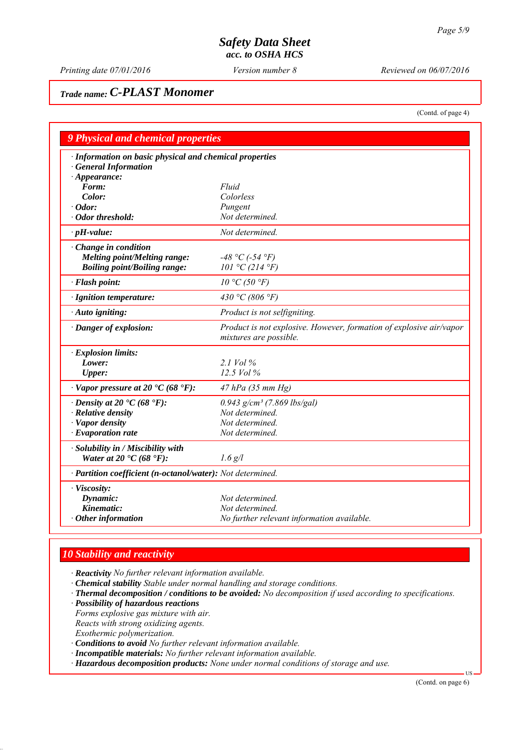# Safety Data Sheet
### acc. to OSHA HCS

*Printing date 07/01/2016* *Version number 8* *Reviewed on 06/07/2016*

**Trade name: C-PLAST Monomer**

(Contd. of page 4)

## 9 Physical and chemical properties

| | |
|---|---|
| **· Information on basic physical and chemical properties** | |
| **· General Information** | |
| **· Appearance:** | |
| **Form:** | Fluid |
| **Color:** | Colorless |
| **· Odor:** | Pungent |
| **· Odor threshold:** | Not determined. |
| **· pH-value:** | Not determined. |
| **· Change in condition** | |
| **Melting point/Melting range:** | -48 °C (-54 °F) |
| **Boiling point/Boiling range:** | 101 °C (214 °F) |
| **· Flash point:** | 10 °C (50 °F) |
| **· Ignition temperature:** | 430 °C (806 °F) |
| **· Auto igniting:** | Product is not selfigniting. |
| **· Danger of explosion:** | Product is not explosive. However, formation of explosive air/vapor mixtures are possible. |
| **· Explosion limits:** | |
| **Lower:** | 2.1 Vol % |
| **Upper:** | 12.5 Vol % |
| **· Vapor pressure at 20 °C (68 °F):** | 47 hPa (35 mm Hg) |
| **· Density at 20 °C (68 °F):** | 0.943 g/cm³ (7.869 lbs/gal) |
| **· Relative density** | Not determined. |
| **· Vapor density** | Not determined. |
| **· Evaporation rate** | Not determined. |
| **· Solubility in / Miscibility with** | |
| **Water at 20 °C (68 °F):** | 1.6 g/l |
| **· Partition coefficient (n-octanol/water):** | Not determined. |
| **· Viscosity:** | |
| **Dynamic:** | Not determined. |
| **Kinematic:** | Not determined. |
| **· Other information** | No further relevant information available. |

## 10 Stability and reactivity

- **Reactivity** No further relevant information available.
- **Chemical stability** Stable under normal handling and storage conditions.
- **Thermal decomposition / conditions to be avoided:** No decomposition if used according to specifications.
- **Possibility of hazardous reactions**
  Forms explosive gas mixture with air.
  Reacts with strong oxidizing agents.
  Exothermic polymerization.
- **Conditions to avoid** No further relevant information available.
- **Incompatible materials:** No further relevant information available.
- **Hazardous decomposition products:** None under normal conditions of storage and use.

(Contd. on page 6)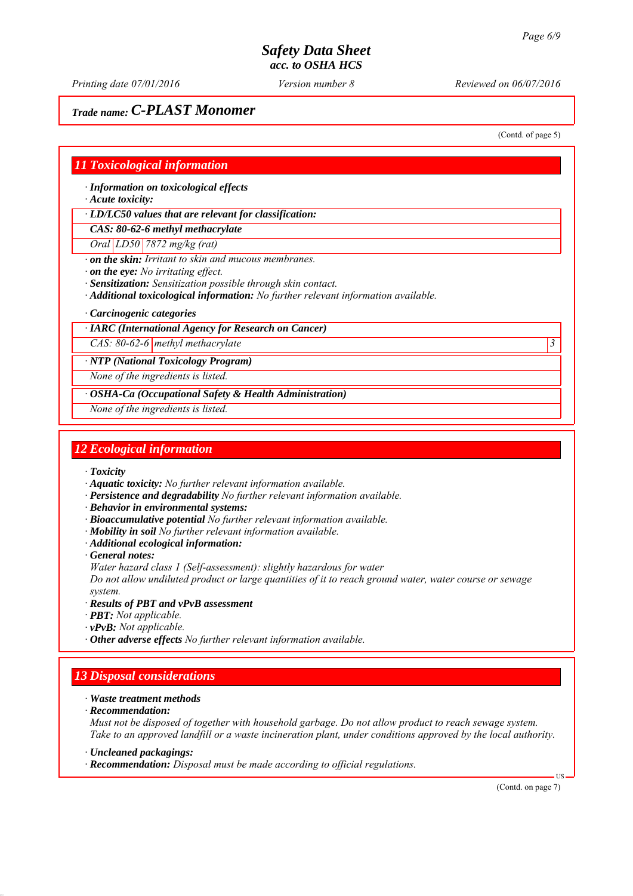*Trade name:* ***C-PLAST Monomer***

(Contd. of page 5)

## 11 Toxicological information

· **Information on toxicological effects**
· **Acute toxicity:**

| · LD/LC50 values that are relevant for classification: | | |
|---|---|---|
| **CAS: 80-62-6 methyl methacrylate** | | |
| Oral | LD50 | 7872 mg/kg (rat) |

· **on the skin:** Irritant to skin and mucous membranes.
· **on the eye:** No irritating effect.
· **Sensitization:** Sensitization possible through skin contact.
· **Additional toxicological information:** No further relevant information available.

· **Carcinogenic categories**

| · IARC (International Agency for Research on Cancer) | | |
|---|---|---|
| CAS: 80-62-6 | methyl methacrylate | 3 |

| · NTP (National Toxicology Program) |
|---|
| None of the ingredients is listed. |

| · OSHA-Ca (Occupational Safety & Health Administration) |
|---|
| None of the ingredients is listed. |

## 12 Ecological information

· **Toxicity**
· **Aquatic toxicity:** No further relevant information available.
· **Persistence and degradability** No further relevant information available.
· **Behavior in environmental systems:**
· **Bioaccumulative potential** No further relevant information available.
· **Mobility in soil** No further relevant information available.
· **Additional ecological information:**
· **General notes:**
Water hazard class 1 (Self-assessment): slightly hazardous for water
Do not allow undiluted product or large quantities of it to reach ground water, water course or sewage system.
· **Results of PBT and vPvB assessment**
· **PBT:** Not applicable.
· **vPvB:** Not applicable.
· **Other adverse effects** No further relevant information available.

## 13 Disposal considerations

· **Waste treatment methods**
· **Recommendation:**
Must not be disposed of together with household garbage. Do not allow product to reach sewage system.
Take to an approved landfill or a waste incineration plant, under conditions approved by the local authority.

· **Uncleaned packagings:**
· **Recommendation:** Disposal must be made according to official regulations.

(Contd. on page 7)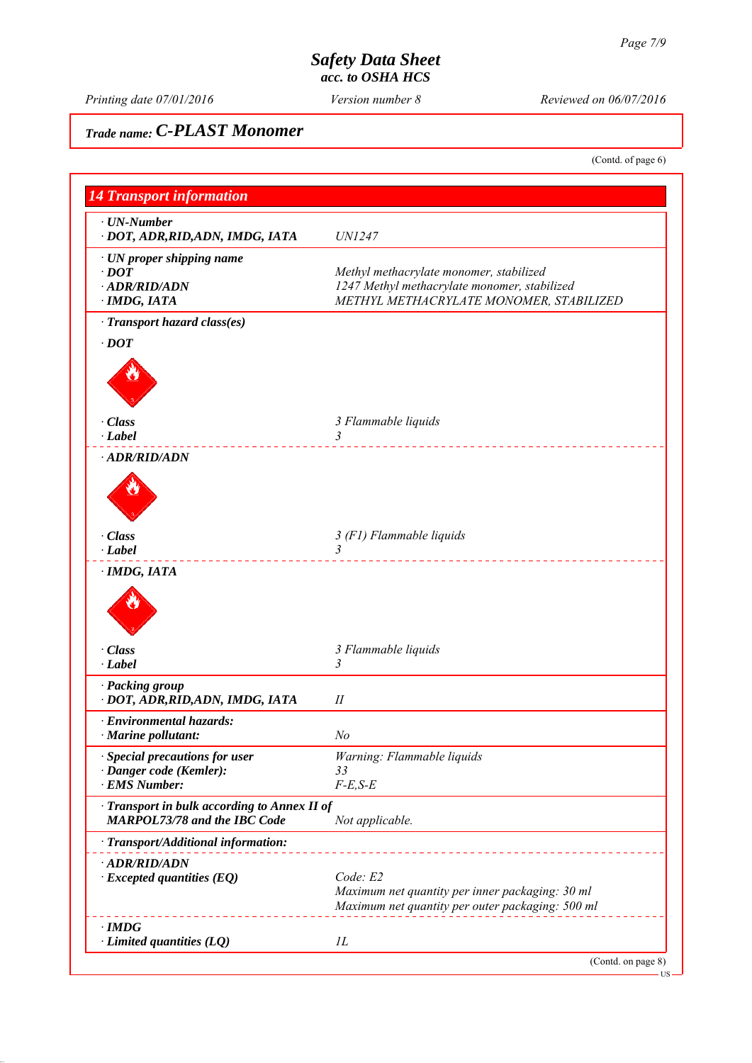# Safety Data Sheet
*acc. to OSHA HCS*

*Printing date 07/01/2016* | *Version number 8* | *Reviewed on 06/07/2016*

**Trade name: C-PLAST Monomer**

(Contd. of page 6)

## 14 Transport information

**· UN-Number**

| | |
|---|---|
| **· DOT, ADR,RID,ADN, IMDG, IATA** | UN1247 |

**· UN proper shipping name**

| | |
|---|---|
| **· DOT** | Methyl methacrylate monomer, stabilized |
| **· ADR/RID/ADN** | 1247 Methyl methacrylate monomer, stabilized |
| **· IMDG, IATA** | METHYL METHACRYLATE MONOMER, STABILIZED |

**· Transport hazard class(es)**

**· DOT**

| | |
|---|---|
| **· Class** | 3 Flammable liquids |
| **· Label** | 3 |

**· ADR/RID/ADN**

| | |
|---|---|
| **· Class** | 3 (F1) Flammable liquids |
| **· Label** | 3 |

**· IMDG, IATA**

| | |
|---|---|
| **· Class** | 3 Flammable liquids |
| **· Label** | 3 |

**· Packing group**

| | |
|---|---|
| **· DOT, ADR,RID,ADN, IMDG, IATA** | II |

**· Environmental hazards:**

| | |
|---|---|
| **· Marine pollutant:** | No |

| | |
|---|---|
| **· Special precautions for user** | Warning: Flammable liquids |
| **· Danger code (Kemler):** | 33 |
| **· EMS Number:** | F-E,S-E |

| | |
|---|---|
| **· Transport in bulk according to Annex II of MARPOL73/78 and the IBC Code** | Not applicable. |

**· Transport/Additional information:**

**· ADR/RID/ADN**

| | |
|---|---|
| **· Excepted quantities (EQ)** | Code: E2<br>Maximum net quantity per inner packaging: 30 ml<br>Maximum net quantity per outer packaging: 500 ml |

**· IMDG**

| | |
|---|---|
| **· Limited quantities (LQ)** | 1L |

(Contd. on page 8)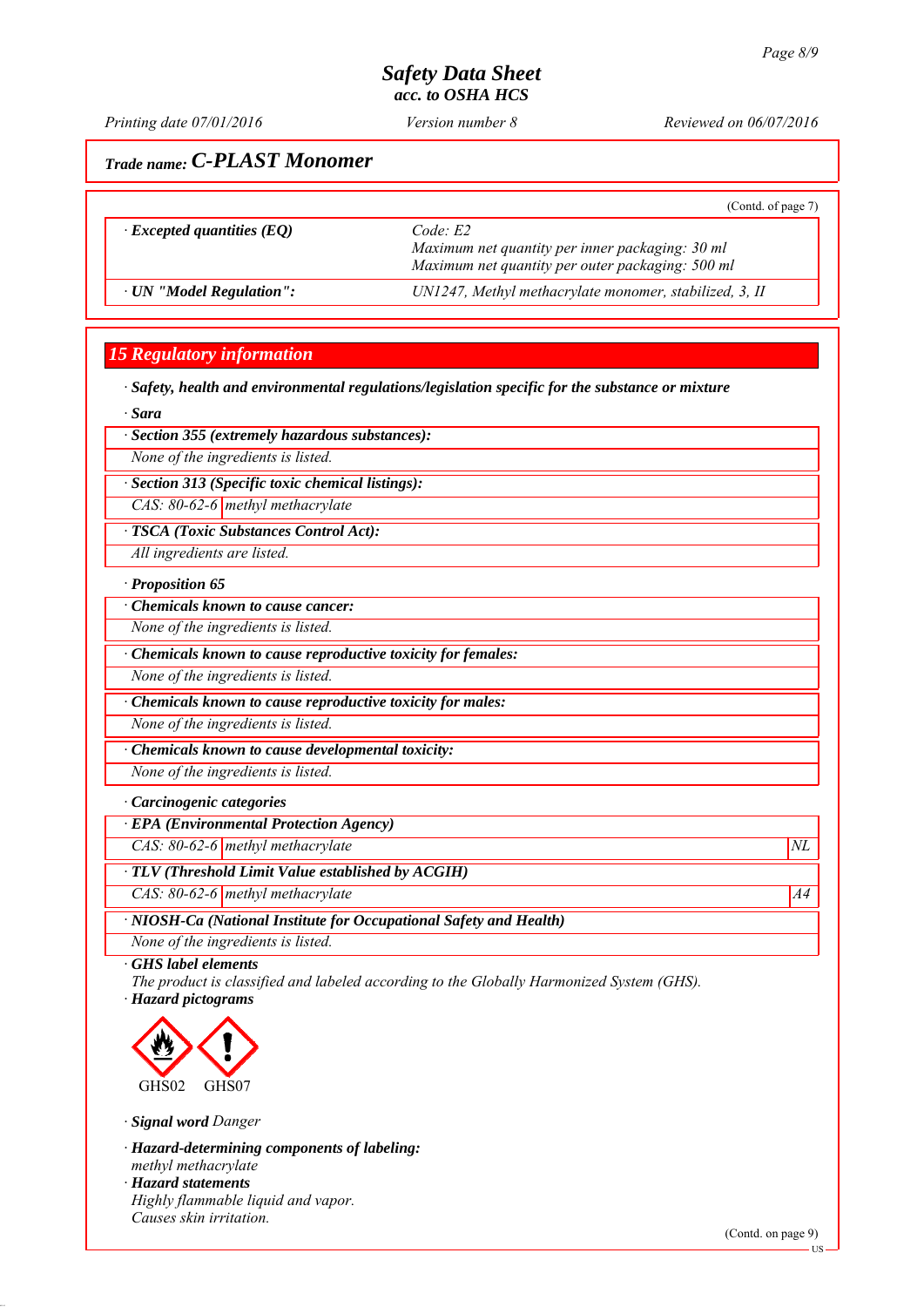## Trade name: C-PLAST Monomer

(Contd. of page 7)

| | |
|---|---|
| · *Excepted quantities (EQ)* | *Code: E2*<br>*Maximum net quantity per inner packaging: 30 ml*<br>*Maximum net quantity per outer packaging: 500 ml* |
| · *UN "Model Regulation":* | *UN1247, Methyl methacrylate monomer, stabilized, 3, II* |

## 15 Regulatory information

· ***Safety, health and environmental regulations/legislation specific for the substance or mixture***

· ***Sara***

· ***Section 355 (extremely hazardous substances):***

*None of the ingredients is listed.*

· ***Section 313 (Specific toxic chemical listings):***

| | |
|---|---|
| *CAS: 80-62-6* | *methyl methacrylate* |

· ***TSCA (Toxic Substances Control Act):***

*All ingredients are listed.*

· ***Proposition 65***

· ***Chemicals known to cause cancer:***

*None of the ingredients is listed.*

· ***Chemicals known to cause reproductive toxicity for females:***

*None of the ingredients is listed.*

· ***Chemicals known to cause reproductive toxicity for males:***

*None of the ingredients is listed.*

· ***Chemicals known to cause developmental toxicity:***

*None of the ingredients is listed.*

· ***Carcinogenic categories***

· ***EPA (Environmental Protection Agency)***

| | | |
|---|---|---|
| *CAS: 80-62-6* | *methyl methacrylate* | *NL* |

· ***TLV (Threshold Limit Value established by ACGIH)***

| | | |
|---|---|---|
| *CAS: 80-62-6* | *methyl methacrylate* | *A4* |

· ***NIOSH-Ca (National Institute for Occupational Safety and Health)***

*None of the ingredients is listed.*

· ***GHS label elements***

*The product is classified and labeled according to the Globally Harmonized System (GHS).*

· ***Hazard pictograms***

GHS02 GHS07

· ***Signal word*** *Danger*

· ***Hazard-determining components of labeling:***

*methyl methacrylate*

· ***Hazard statements***

*Highly flammable liquid and vapor.*

*Causes skin irritation.*

(Contd. on page 9)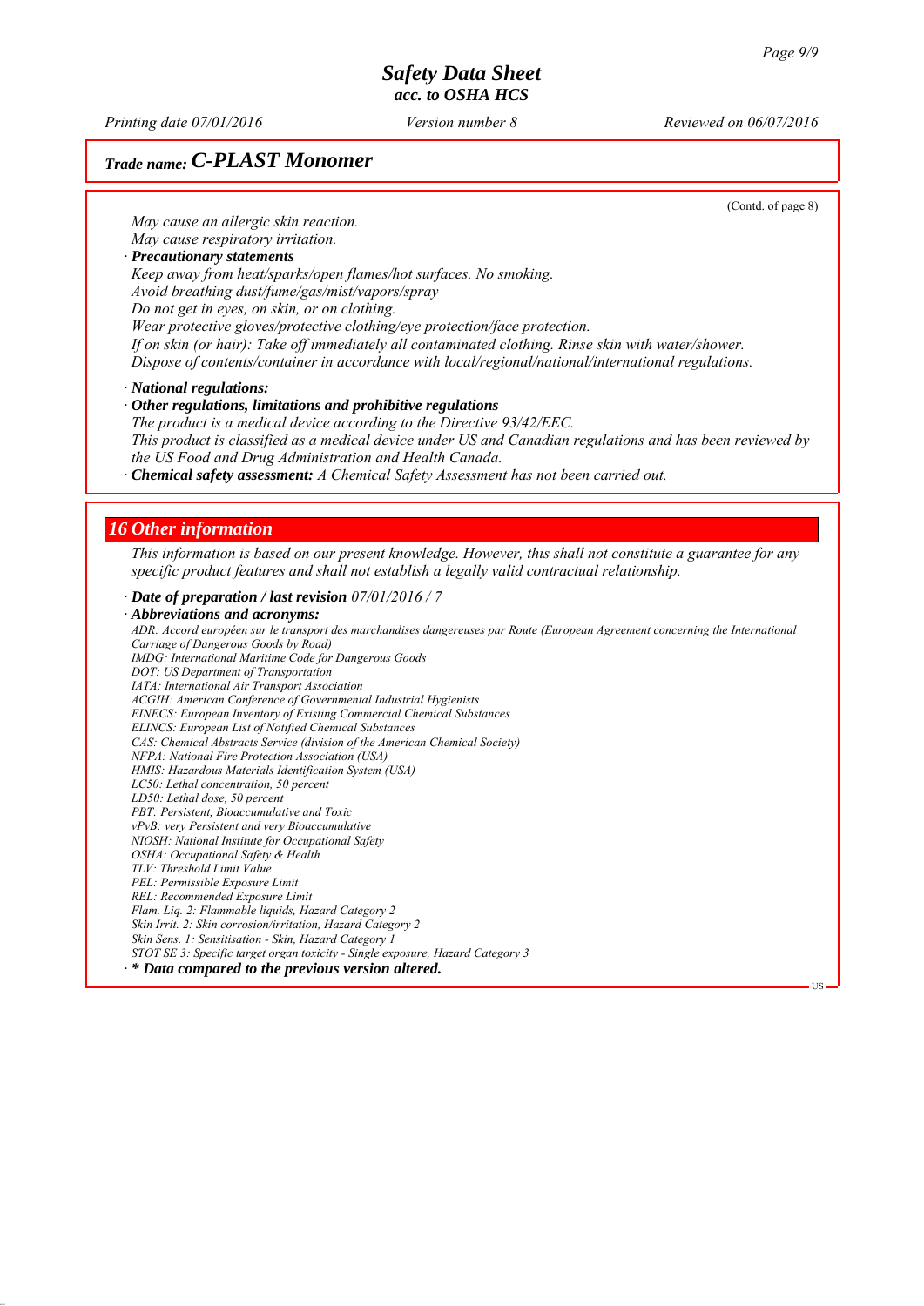## *Trade name:* ***C-PLAST Monomer***

(Contd. of page 8)

*May cause an allergic skin reaction.*
*May cause respiratory irritation.*

· ***Precautionary statements***

*Keep away from heat/sparks/open flames/hot surfaces. No smoking.*
*Avoid breathing dust/fume/gas/mist/vapors/spray*
*Do not get in eyes, on skin, or on clothing.*
*Wear protective gloves/protective clothing/eye protection/face protection.*
*If on skin (or hair): Take off immediately all contaminated clothing. Rinse skin with water/shower.*
*Dispose of contents/container in accordance with local/regional/national/international regulations.*

· ***National regulations:***

· ***Other regulations, limitations and prohibitive regulations***

*The product is a medical device according to the Directive 93/42/EEC.*
*This product is classified as a medical device under US and Canadian regulations and has been reviewed by the US Food and Drug Administration and Health Canada.*

· ***Chemical safety assessment:*** *A Chemical Safety Assessment has not been carried out.*

## *16 Other information*

*This information is based on our present knowledge. However, this shall not constitute a guarantee for any specific product features and shall not establish a legally valid contractual relationship.*

· ***Date of preparation / last revision*** *07/01/2016 / 7*

· ***Abbreviations and acronyms:***

*ADR: Accord européen sur le transport des marchandises dangereuses par Route (European Agreement concerning the International Carriage of Dangerous Goods by Road)*
*IMDG: International Maritime Code for Dangerous Goods*
*DOT: US Department of Transportation*
*IATA: International Air Transport Association*
*ACGIH: American Conference of Governmental Industrial Hygienists*
*EINECS: European Inventory of Existing Commercial Chemical Substances*
*ELINCS: European List of Notified Chemical Substances*
*CAS: Chemical Abstracts Service (division of the American Chemical Society)*
*NFPA: National Fire Protection Association (USA)*
*HMIS: Hazardous Materials Identification System (USA)*
*LC50: Lethal concentration, 50 percent*
*LD50: Lethal dose, 50 percent*
*PBT: Persistent, Bioaccumulative and Toxic*
*vPvB: very Persistent and very Bioaccumulative*
*NIOSH: National Institute for Occupational Safety*
*OSHA: Occupational Safety & Health*
*TLV: Threshold Limit Value*
*PEL: Permissible Exposure Limit*
*REL: Recommended Exposure Limit*
*Flam. Liq. 2: Flammable liquids, Hazard Category 2*
*Skin Irrit. 2: Skin corrosion/irritation, Hazard Category 2*
*Skin Sens. 1: Sensitisation - Skin, Hazard Category 1*
*STOT SE 3: Specific target organ toxicity - Single exposure, Hazard Category 3*

· ***\* Data compared to the previous version altered.***

US